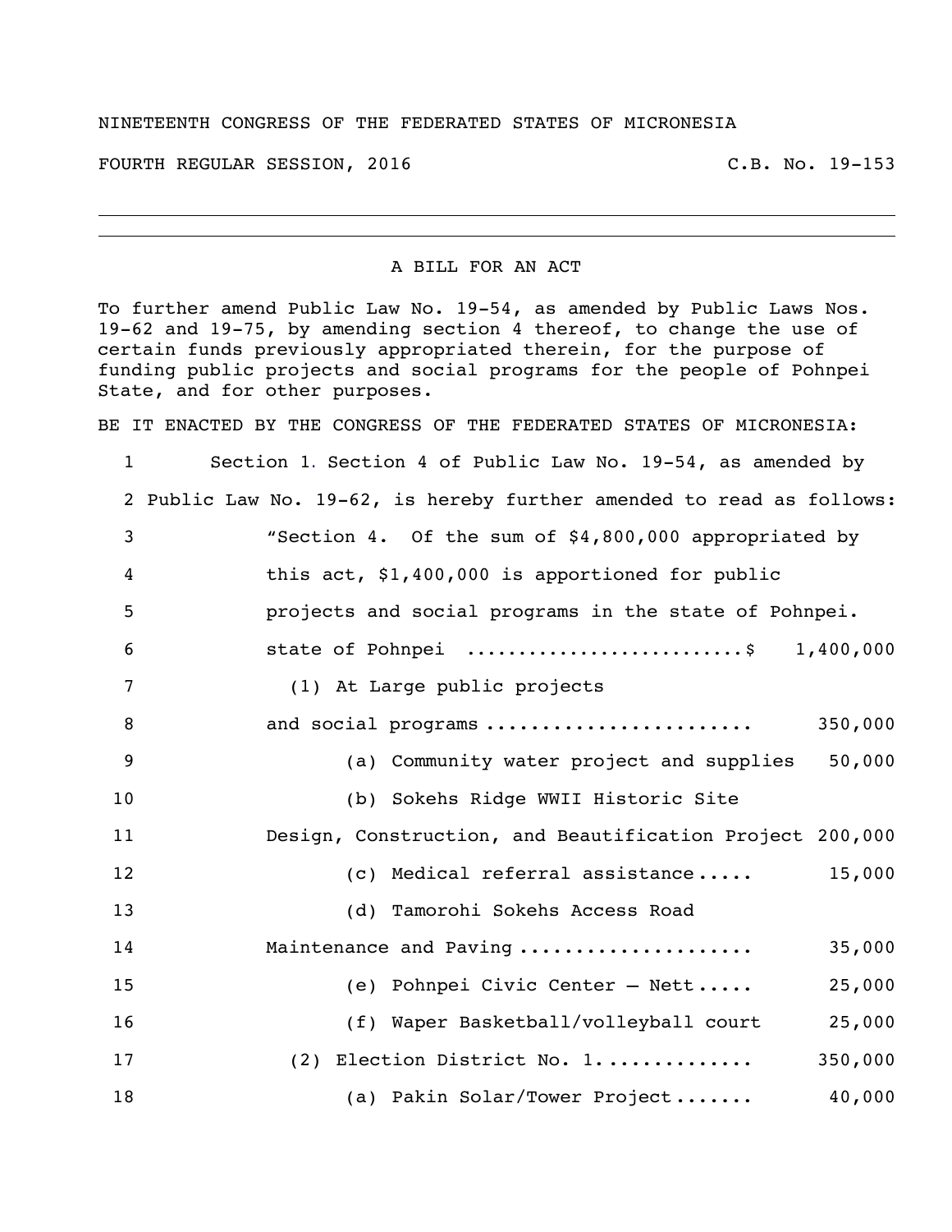NINETEENTH CONGRESS OF THE FEDERATED STATES OF MICRONESIA

FOURTH REGULAR SESSION, 2016 C.B. No. 19-153

---

A BILL FOR AN ACT

To further amend Public Law No. 19-54, as amended by Public Laws Nos. 19-62 and 19-75, by amending section 4 thereof, to change the use of certain funds previously appropriated therein, for the purpose of funding public projects and social programs for the people of Pohnpei State, and for other purposes.

BE IT ENACTED BY THE CONGRESS OF THE FEDERATED STATES OF MICRONESIA:

1 Section 1. Section 4 of Public Law No. 19-54, as amended by
2 Public Law No. 19-62, is hereby further amended to read as follows:
3 "Section 4. Of the sum of $4,800,000 appropriated by
4 this act, $1,400,000 is apportioned for public
5 projects and social programs in the state of Pohnpei.
6 state of Pohnpei ..........................$ 1,400,000
7 (1) At Large public projects
8 and social programs ....................... 350,000
9 (a) Community water project and supplies 50,000
10 (b) Sokehs Ridge WWII Historic Site
11 Design, Construction, and Beautification Project 200,000
12 (c) Medical referral assistance..... 15,000
13 (d) Tamorohi Sokehs Access Road
14 Maintenance and Paving .................... 35,000
15 (e) Pohnpei Civic Center – Nett..... 25,000
16 (f) Waper Basketball/volleyball court 25,000
17 (2) Election District No. 1............. 350,000
18 (a) Pakin Solar/Tower Project....... 40,000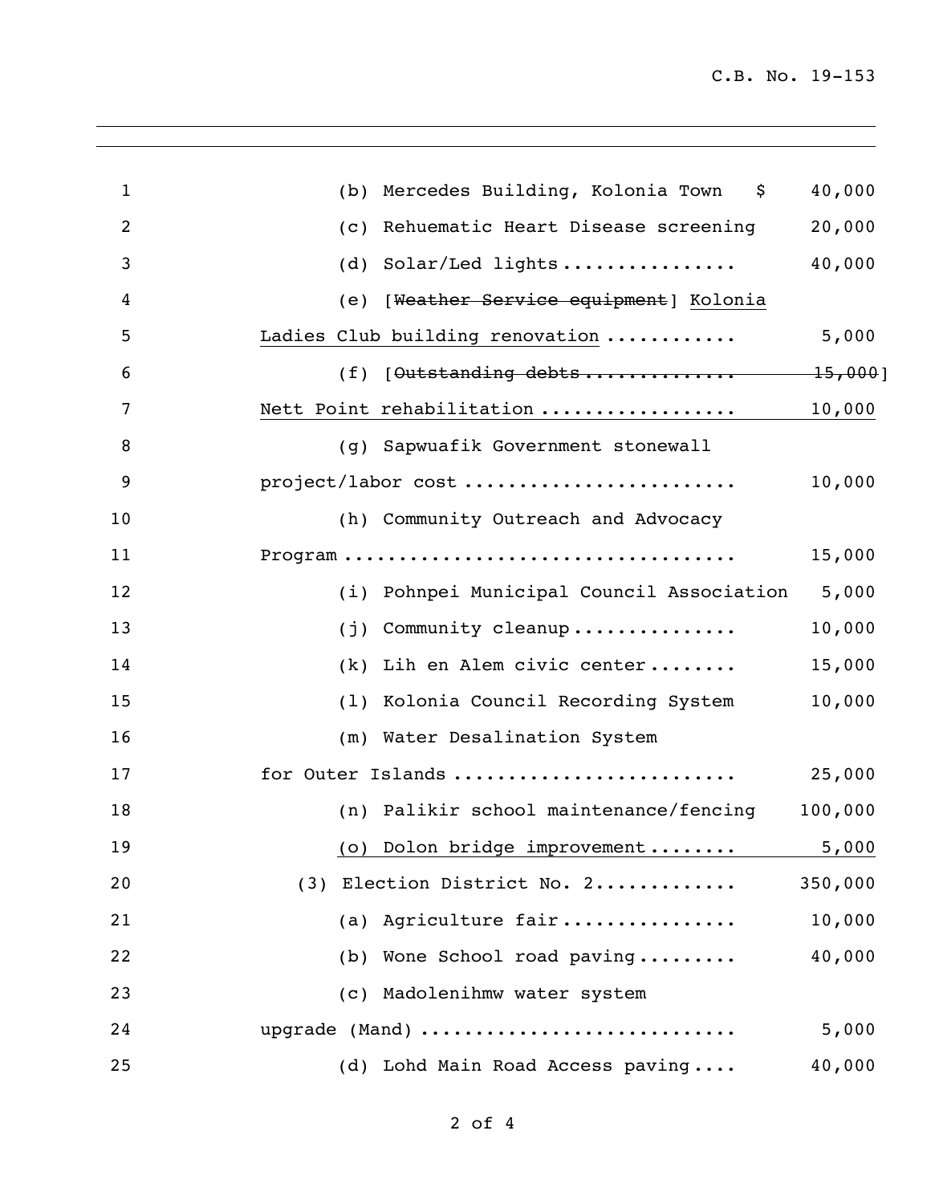(b) Mercedes Building, Kolonia Town $ 40,000

(c) Rehuematic Heart Disease screening 20,000

(d) Solar/Led lights ................ 40,000

(e) [~~Weather Service equipment~~] <u>Kolonia Ladies Club building renovation</u> ............ 5,000

(f) [~~Outstanding debts .............. 15,000~~] <u>Nett Point rehabilitation .................. 10,000</u>

(g) Sapwuafik Government stonewall project/labor cost ......................... 10,000

(h) Community Outreach and Advocacy Program .................................. 15,000

(i) Pohnpei Municipal Council Association 5,000

(j) Community cleanup ............... 10,000

(k) Lih en Alem civic center ........ 15,000

(l) Kolonia Council Recording System 10,000

(m) Water Desalination System for Outer Islands ......................... 25,000

(n) Palikir school maintenance/fencing 100,000

<u>(o) Dolon bridge improvement ........ 5,000</u>

(3) Election District No. 2............ 350,000

(a) Agriculture fair ................ 10,000

(b) Wone School road paving ......... 40,000

(c) Madolenihmw water system upgrade (Mand) ............................ 5,000

(d) Lohd Main Road Access paving .... 40,000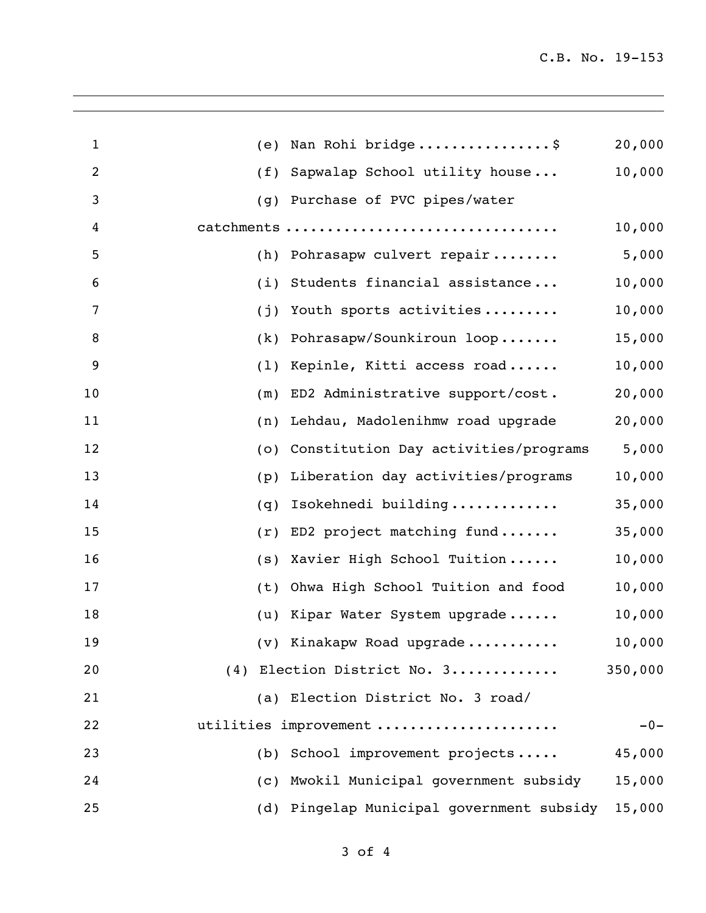(e) Nan Rohi bridge................$ 20,000

(f) Sapwalap School utility house... 10,000

(g) Purchase of PVC pipes/water catchments ................................ 10,000

(h) Pohrasapw culvert repair........ 5,000

(i) Students financial assistance... 10,000

(j) Youth sports activities......... 10,000

(k) Pohrasapw/Sounkiroun loop....... 15,000

(l) Kepinle, Kitti access road...... 10,000

(m) ED2 Administrative support/cost. 20,000

(n) Lehdau, Madolenihmw road upgrade 20,000

(o) Constitution Day activities/programs 5,000

(p) Liberation day activities/programs 10,000

(q) Isokehnedi building............. 35,000

(r) ED2 project matching fund....... 35,000

(s) Xavier High School Tuition...... 10,000

(t) Ohwa High School Tuition and food 10,000

(u) Kipar Water System upgrade...... 10,000

(v) Kinakapw Road upgrade........... 10,000

(4) Election District No. 3............ 350,000

(a) Election District No. 3 road/ utilities improvement ..................... -0-

(b) School improvement projects..... 45,000

(c) Mwokil Municipal government subsidy 15,000

(d) Pingelap Municipal government subsidy 15,000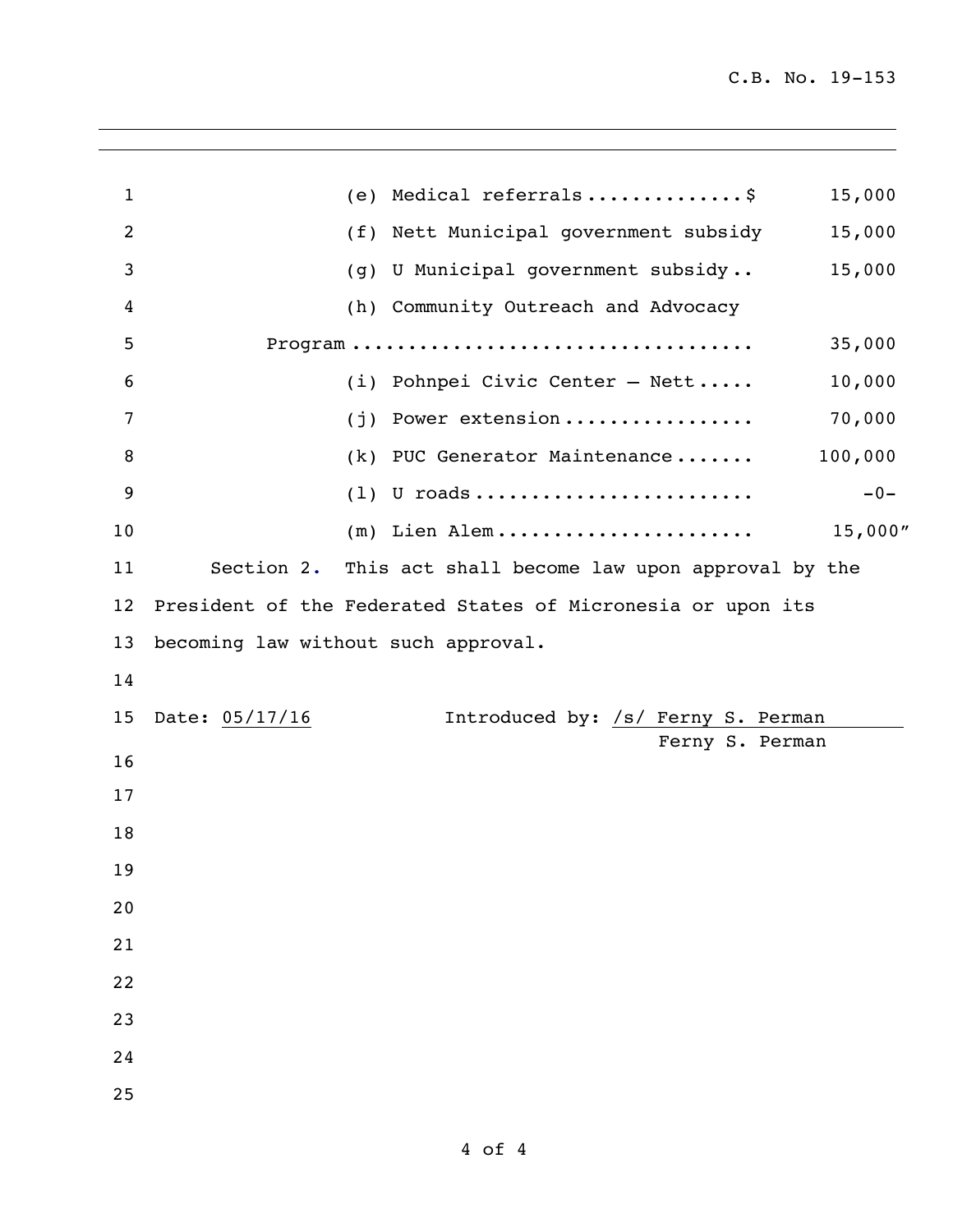(e) Medical referrals..............$ 15,000
(f) Nett Municipal government subsidy 15,000
(g) U Municipal government subsidy.. 15,000
(h) Community Outreach and Advocacy
Program.................................... 35,000
(i) Pohnpei Civic Center – Nett..... 10,000
(j) Power extension................. 70,000
(k) PUC Generator Maintenance....... 100,000
(l) U roads......................... -0-
(m) Lien Alem....................... 15,000"

Section 2. This act shall become law upon approval by the President of the Federated States of Micronesia or upon its becoming law without such approval.

Date: 05/17/16 Introduced by: /s/ Ferny S. Perman
Ferny S. Perman